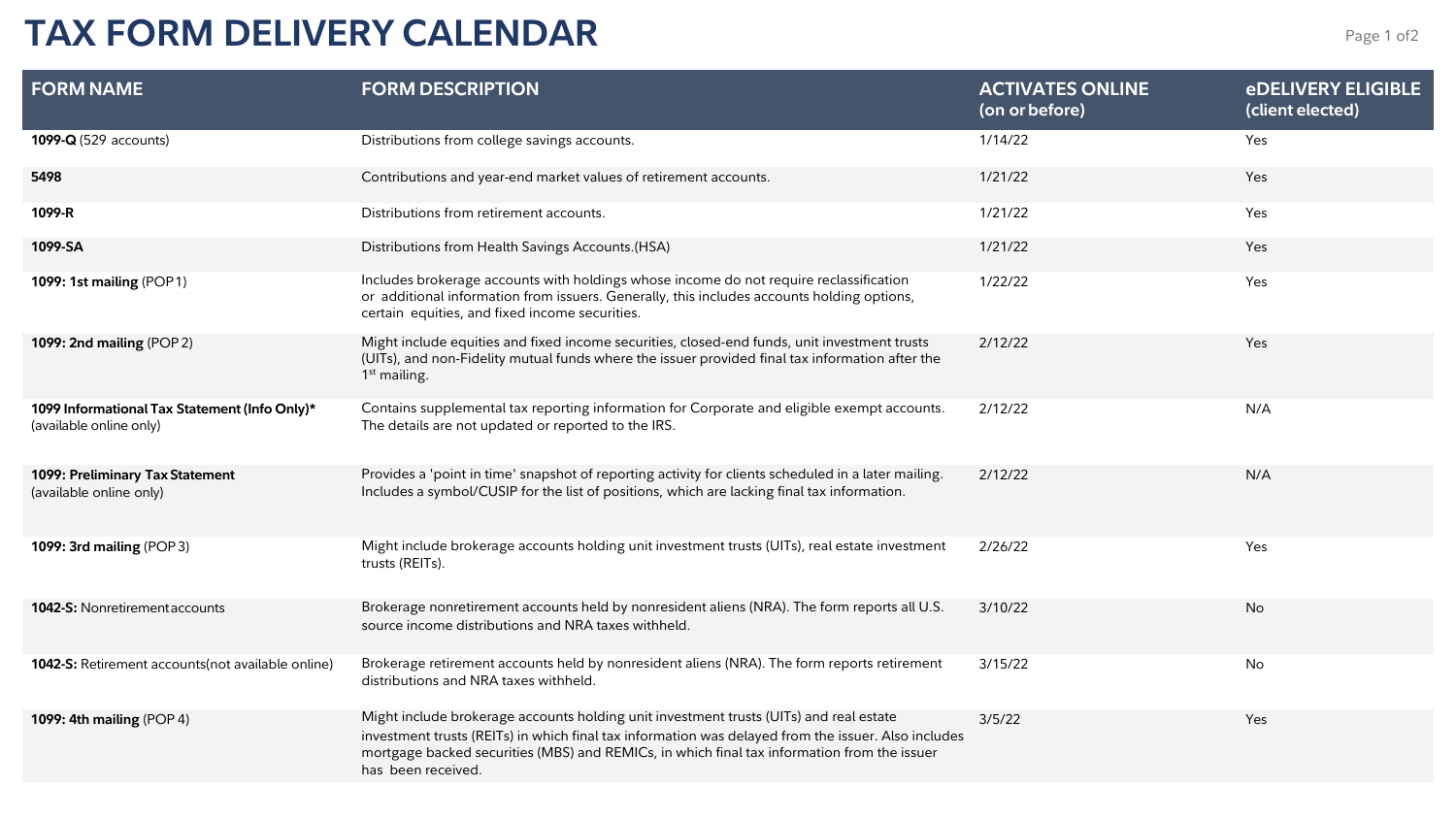# TAX FORM DELIVERY CALENDAR

| FORM NAME | FORM DESCRIPTION | ACTIVATES ONLINE (on or before) | eDELIVERY ELIGIBLE (client elected) |
|---|---|---|---|
| **1099-Q** (529 accounts) | Distributions from college savings accounts. | 1/14/22 | Yes |
| **5498** | Contributions and year-end market values of retirement accounts. | 1/21/22 | Yes |
| **1099-R** | Distributions from retirement accounts. | 1/21/22 | Yes |
| **1099-SA** | Distributions from Health Savings Accounts.(HSA) | 1/21/22 | Yes |
| **1099: 1st mailing** (POP 1) | Includes brokerage accounts with holdings whose income do not require reclassification or additional information from issuers. Generally, this includes accounts holding options, certain equities, and fixed income securities. | 1/22/22 | Yes |
| **1099: 2nd mailing** (POP 2) | Might include equities and fixed income securities, closed-end funds, unit investment trusts (UITs), and non-Fidelity mutual funds where the issuer provided final tax information after the 1st mailing. | 2/12/22 | Yes |
| **1099 Informational Tax Statement (Info Only)*** (available online only) | Contains supplemental tax reporting information for Corporate and eligible exempt accounts. The details are not updated or reported to the IRS. | 2/12/22 | N/A |
| **1099: Preliminary Tax Statement** (available online only) | Provides a 'point in time' snapshot of reporting activity for clients scheduled in a later mailing. Includes a symbol/CUSIP for the list of positions, which are lacking final tax information. | 2/12/22 | N/A |
| **1099: 3rd mailing** (POP 3) | Might include brokerage accounts holding unit investment trusts (UITs), real estate investment trusts (REITs). | 2/26/22 | Yes |
| **1042-S:** Nonretirement accounts | Brokerage nonretirement accounts held by nonresident aliens (NRA). The form reports all U.S. source income distributions and NRA taxes withheld. | 3/10/22 | No |
| **1042-S:** Retirement accounts(not available online) | Brokerage retirement accounts held by nonresident aliens (NRA). The form reports retirement distributions and NRA taxes withheld. | 3/15/22 | No |
| **1099: 4th mailing** (POP 4) | Might include brokerage accounts holding unit investment trusts (UITs) and real estate investment trusts (REITs) in which final tax information was delayed from the issuer. Also includes mortgage backed securities (MBS) and REMICs, in which final tax information from the issuer has been received. | 3/5/22 | Yes |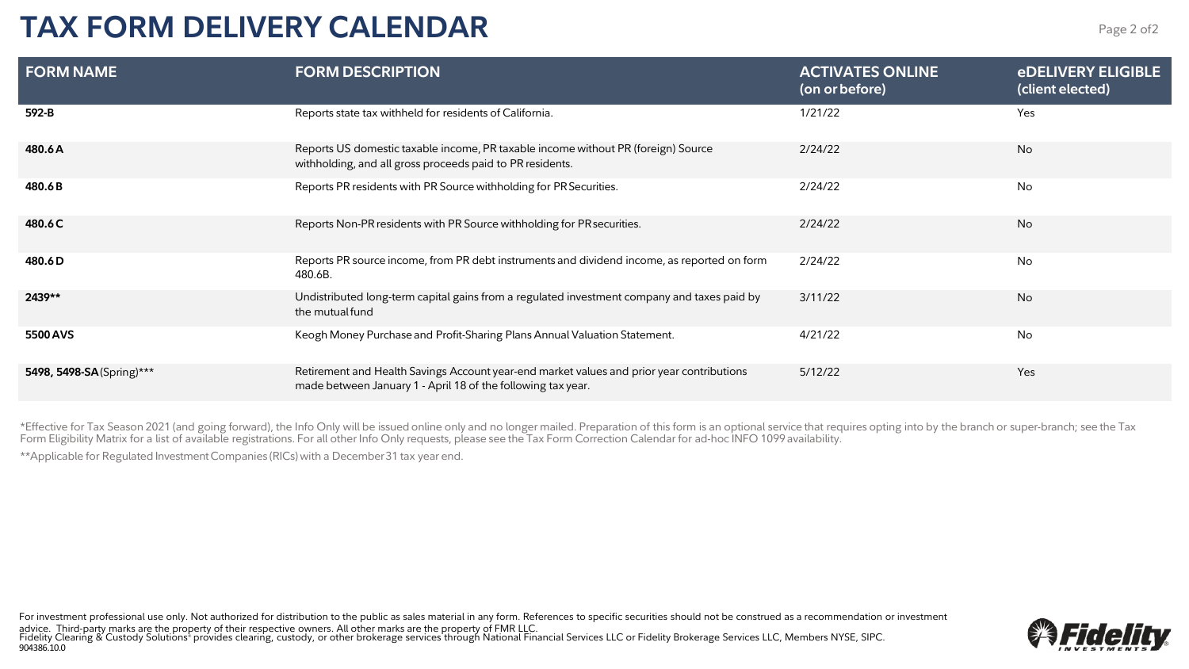# TAX FORM DELIVERY CALENDAR

| FORM NAME | FORM DESCRIPTION | ACTIVATES ONLINE (on or before) | eDELIVERY ELIGIBLE (client elected) |
|---|---|---|---|
| **592-B** | Reports state tax withheld for residents of California. | 1/21/22 | Yes |
| **480.6 A** | Reports US domestic taxable income, PR taxable income without PR (foreign) Source withholding, and all gross proceeds paid to PR residents. | 2/24/22 | No |
| **480.6 B** | Reports PR residents with PR Source withholding for PR Securities. | 2/24/22 | No |
| **480.6 C** | Reports Non-PR residents with PR Source withholding for PR securities. | 2/24/22 | No |
| **480.6 D** | Reports PR source income, from PR debt instruments and dividend income, as reported on form 480.6B. | 2/24/22 | No |
| **2439**** | Undistributed long-term capital gains from a regulated investment company and taxes paid by the mutual fund | 3/11/22 | No |
| **5500 AVS** | Keogh Money Purchase and Profit-Sharing Plans Annual Valuation Statement. | 4/21/22 | No |
| **5498, 5498-SA** (Spring)*** | Retirement and Health Savings Account year-end market values and prior year contributions made between January 1 - April 18 of the following tax year. | 5/12/22 | Yes |

*Effective for Tax Season 2021 (and going forward), the Info Only will be issued online only and no longer mailed. Preparation of this form is an optional service that requires opting into by the branch or super-branch; see the Tax Form Eligibility Matrix for a list of available registrations. For all other Info Only requests, please see the Tax Form Correction Calendar for ad-hoc INFO 1099 availability.

**Applicable for Regulated Investment Companies (RICs) with a December 31 tax year end.

For investment professional use only. Not authorized for distribution to the public as sales material in any form. References to specific securities should not be construed as a recommendation or investment advice. Third-party marks are the property of their respective owners. All other marks are the property of FMR LLC.
Fidelity Clearing & Custody Solutions provides clearing, custody, or other brokerage services through National Financial Services LLC or Fidelity Brokerage Services LLC, Members NYSE, SIPC.
904386.10.0